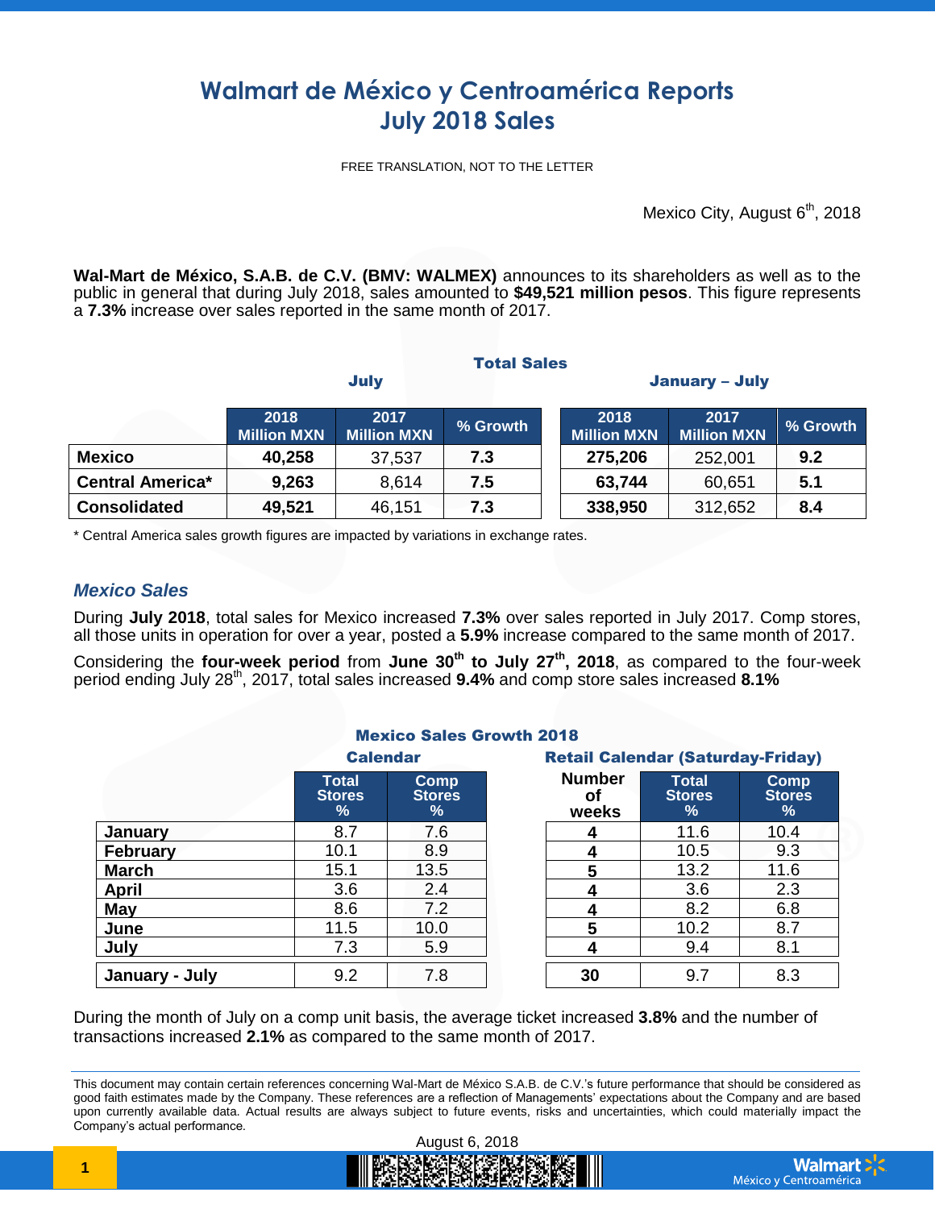# Walmart de México y Centroamérica Reports July 2018 Sales

FREE TRANSLATION, NOT TO THE LETTER

Mexico City, August 6th, 2018

**Wal-Mart de México, S.A.B. de C.V. (BMV: WALMEX)** announces to its shareholders as well as to the public in general that during July 2018, sales amounted to **$49,521 million pesos**. This figure represents a **7.3%** increase over sales reported in the same month of 2017.

**Total Sales**

| | July | | | January – July | | |
|---|---|---|---|---|---|---|
| | 2018 Million MXN | 2017 Million MXN | % Growth | 2018 Million MXN | 2017 Million MXN | % Growth |
| **Mexico** | **40,258** | 37,537 | **7.3** | **275,206** | 252,001 | **9.2** |
| **Central America*** | **9,263** | 8,614 | **7.5** | **63,744** | 60,651 | **5.1** |
| **Consolidated** | **49,521** | 46,151 | **7.3** | **338,950** | 312,652 | **8.4** |

\* Central America sales growth figures are impacted by variations in exchange rates.

## *Mexico Sales*

During **July 2018**, total sales for Mexico increased **7.3%** over sales reported in July 2017. Comp stores, all those units in operation for over a year, posted a **5.9%** increase compared to the same month of 2017.

Considering the **four-week period** from **June 30th to July 27th, 2018**, as compared to the four-week period ending July 28th, 2017, total sales increased **9.4%** and comp store sales increased **8.1%**

**Mexico Sales Growth 2018**

| | Calendar | | Retail Calendar (Saturday-Friday) | | |
|---|---|---|---|---|---|
| | Total Stores % | Comp Stores % | Number of weeks | Total Stores % | Comp Stores % |
| **January** | 8.7 | 7.6 | **4** | 11.6 | 10.4 |
| **February** | 10.1 | 8.9 | **4** | 10.5 | 9.3 |
| **March** | 15.1 | 13.5 | **5** | 13.2 | 11.6 |
| **April** | 3.6 | 2.4 | **4** | 3.6 | 2.3 |
| **May** | 8.6 | 7.2 | **4** | 8.2 | 6.8 |
| **June** | 11.5 | 10.0 | **5** | 10.2 | 8.7 |
| **July** | 7.3 | 5.9 | **4** | 9.4 | 8.1 |
| **January - July** | 9.2 | 7.8 | **30** | 9.7 | 8.3 |

During the month of July on a comp unit basis, the average ticket increased **3.8%** and the number of transactions increased **2.1%** as compared to the same month of 2017.

This document may contain certain references concerning Wal-Mart de México S.A.B. de C.V.'s future performance that should be considered as good faith estimates made by the Company. These references are a reflection of Managements' expectations about the Company and are based upon currently available data. Actual results are always subject to future events, risks and uncertainties, which could materially impact the Company's actual performance.

August 6, 2018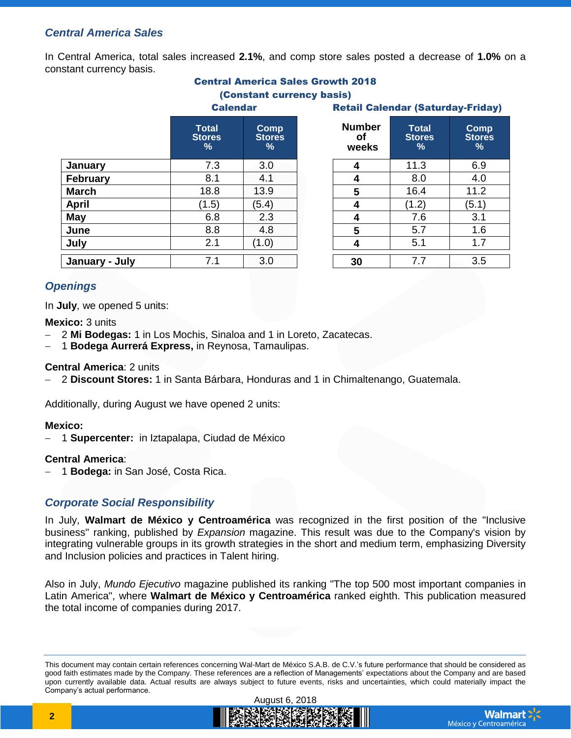## Central America Sales

In Central America, total sales increased **2.1%**, and comp store sales posted a decrease of **1.0%** on a constant currency basis.

**Central America Sales Growth 2018**
**(Constant currency basis)**

| | Calendar | | Retail Calendar (Saturday-Friday) | | |
|---|---|---|---|---|---|
| | **Total Stores %** | **Comp Stores %** | **Number of weeks** | **Total Stores %** | **Comp Stores %** |
| **January** | 7.3 | 3.0 | **4** | 11.3 | 6.9 |
| **February** | 8.1 | 4.1 | **4** | 8.0 | 4.0 |
| **March** | 18.8 | 13.9 | **5** | 16.4 | 11.2 |
| **April** | (1.5) | (5.4) | **4** | (1.2) | (5.1) |
| **May** | 6.8 | 2.3 | **4** | 7.6 | 3.1 |
| **June** | 8.8 | 4.8 | **5** | 5.7 | 1.6 |
| **July** | 2.1 | (1.0) | **4** | 5.1 | 1.7 |
| **January - July** | 7.1 | 3.0 | **30** | 7.7 | 3.5 |

## Openings

In **July**, we opened 5 units:

**Mexico:** 3 units

- 2 **Mi Bodegas:** 1 in Los Mochis, Sinaloa and 1 in Loreto, Zacatecas.
- 1 **Bodega Aurrerá Express,** in Reynosa, Tamaulipas.

**Central America**: 2 units

- 2 **Discount Stores:** 1 in Santa Bárbara, Honduras and 1 in Chimaltenango, Guatemala.

Additionally, during August we have opened 2 units:

**Mexico:**

- 1 **Supercenter:** in Iztapalapa, Ciudad de México

**Central America**:

- 1 **Bodega:** in San José, Costa Rica.

## Corporate Social Responsibility

In July, **Walmart de México y Centroamérica** was recognized in the first position of the "Inclusive business" ranking, published by *Expansion* magazine. This result was due to the Company's vision by integrating vulnerable groups in its growth strategies in the short and medium term, emphasizing Diversity and Inclusion policies and practices in Talent hiring.

Also in July, *Mundo Ejecutivo* magazine published its ranking "The top 500 most important companies in Latin America", where **Walmart de México y Centroamérica** ranked eighth. This publication measured the total income of companies during 2017.

This document may contain certain references concerning Wal-Mart de México S.A.B. de C.V.'s future performance that should be considered as good faith estimates made by the Company. These references are a reflection of Managements' expectations about the Company and are based upon currently available data. Actual results are always subject to future events, risks and uncertainties, which could materially impact the Company's actual performance.

August 6, 2018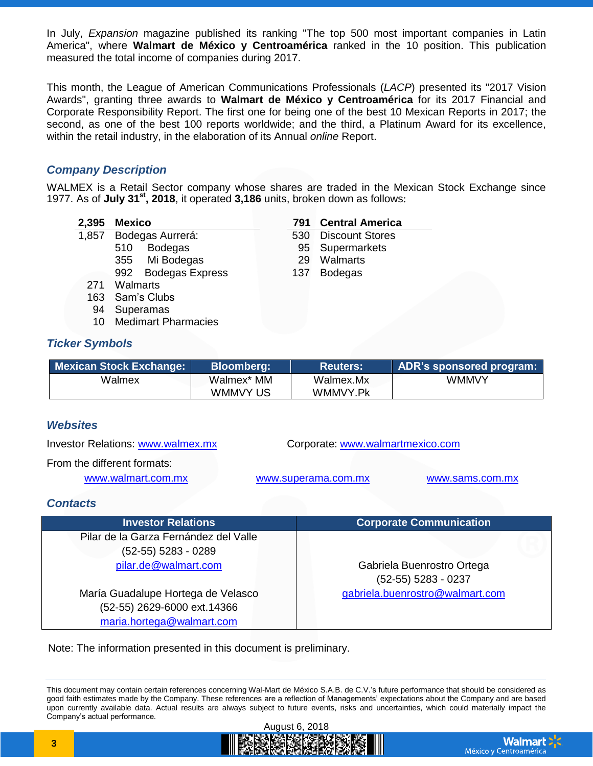In July, *Expansion* magazine published its ranking "The top 500 most important companies in Latin America", where **Walmart de México y Centroamérica** ranked in the 10 position. This publication measured the total income of companies during 2017.

This month, the League of American Communications Professionals (*LACP*) presented its "2017 Vision Awards", granting three awards to **Walmart de México y Centroamérica** for its 2017 Financial and Corporate Responsibility Report. The first one for being one of the best 10 Mexican Reports in 2017; the second, as one of the best 100 reports worldwide; and the third, a Platinum Award for its excellence, within the retail industry, in the elaboration of its Annual *online* Report.

## *Company Description*

WALMEX is a Retail Sector company whose shares are traded in the Mexican Stock Exchange since 1977. As of **July 31st, 2018**, it operated **3,186** units, broken down as follows:

| **2,395** | **Mexico** |
|---|---|
| 1,857 | Bodegas Aurrerá: |
| | 510 Bodegas |
| | 355 Mi Bodegas |
| | 992 Bodegas Express |
| 271 | Walmarts |
| 163 | Sam's Clubs |
| 94 | Superamas |
| 10 | Medimart Pharmacies |

| **791** | **Central America** |
|---|---|
| 530 | Discount Stores |
| 95 | Supermarkets |
| 29 | Walmarts |
| 137 | Bodegas |

## *Ticker Symbols*

| Mexican Stock Exchange: | Bloomberg: | Reuters: | ADR's sponsored program: |
|---|---|---|---|
| Walmex | Walmex* MM<br>WMMVY US | Walmex.Mx<br>WMMVY.Pk | WMMVY |

## *Websites*

Investor Relations: www.walmex.mx

Corporate: www.walmartmexico.com

From the different formats:

www.walmart.com.mx www.superama.com.mx www.sams.com.mx

## *Contacts*

| Investor Relations | Corporate Communication |
|---|---|
| Pilar de la Garza Fernández del Valle<br>(52-55) 5283 - 0289<br>pilar.de@walmart.com<br><br>María Guadalupe Hortega de Velasco<br>(52-55) 2629-6000 ext.14366<br>maria.hortega@walmart.com | Gabriela Buenrostro Ortega<br>(52-55) 5283 - 0237<br>gabriela.buenrostro@walmart.com |

Note: The information presented in this document is preliminary.

This document may contain certain references concerning Wal-Mart de México S.A.B. de C.V.'s future performance that should be considered as good faith estimates made by the Company. These references are a reflection of Managements' expectations about the Company and are based upon currently available data. Actual results are always subject to future events, risks and uncertainties, which could materially impact the Company's actual performance.

August 6, 2018